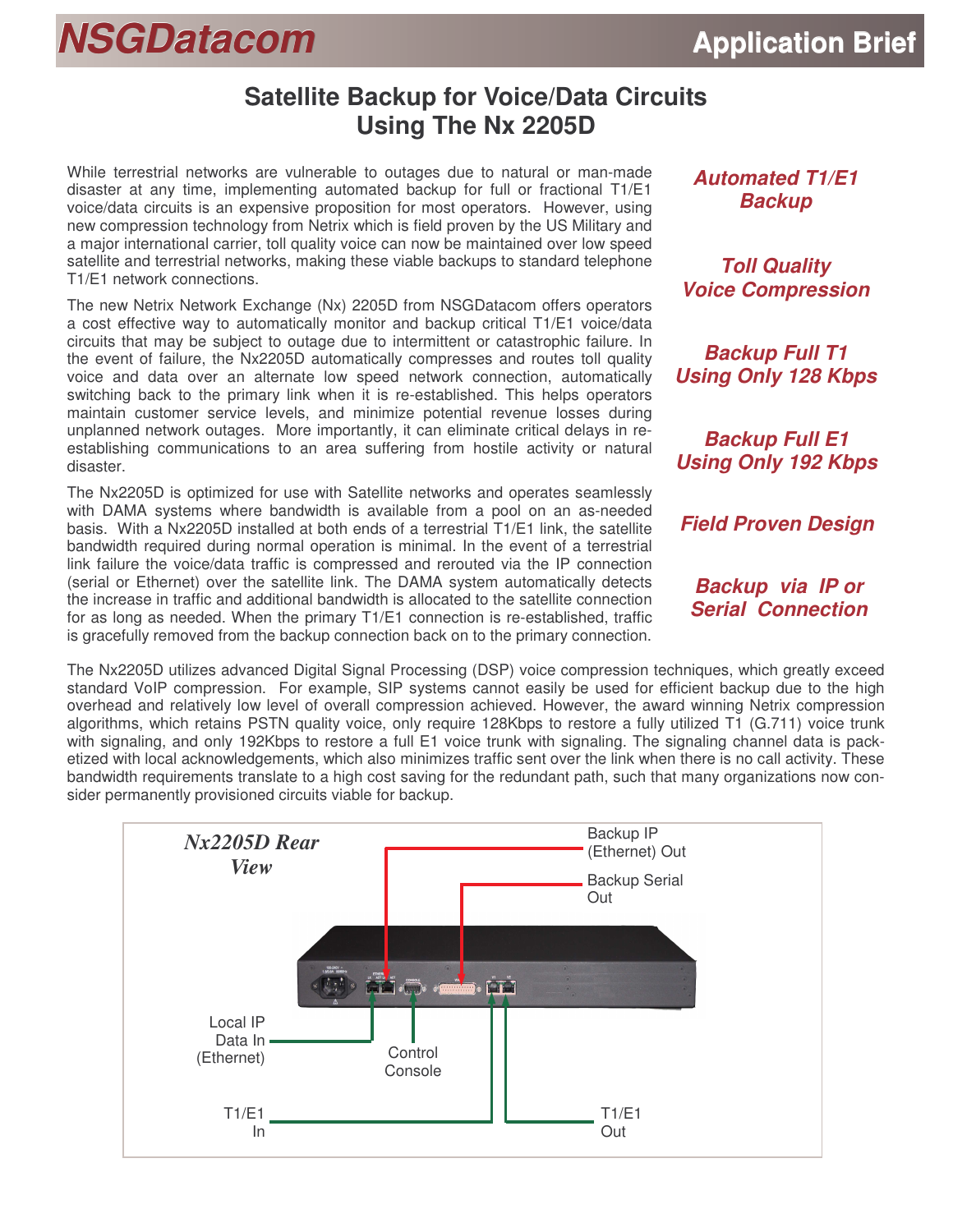NSGDatacom **Application Brief**

# Satellite Backup for Voice/Data Circuits Using The Nx 2205D

***Automated T1/E1 Backup***

***Toll Quality Voice Compression***

***Backup Full T1 Using Only 128 Kbps***

***Backup Full E1 Using Only 192 Kbps***

***Field Proven Design***

***Backup via IP or Serial Connection***

While terrestrial networks are vulnerable to outages due to natural or man-made disaster at any time, implementing automated backup for full or fractional T1/E1 voice/data circuits is an expensive proposition for most operators. However, using new compression technology from Netrix which is field proven by the US Military and a major international carrier, toll quality voice can now be maintained over low speed satellite and terrestrial networks, making these viable backups to standard telephone T1/E1 network connections.

The new Netrix Network Exchange (Nx) 2205D from NSGDatacom offers operators a cost effective way to automatically monitor and backup critical T1/E1 voice/data circuits that may be subject to outage due to intermittent or catastrophic failure. In the event of failure, the Nx2205D automatically compresses and routes toll quality voice and data over an alternate low speed network connection, automatically switching back to the primary link when it is re-established. This helps operators maintain customer service levels, and minimize potential revenue losses during unplanned network outages. More importantly, it can eliminate critical delays in re-establishing communications to an area suffering from hostile activity or natural disaster.

The Nx2205D is optimized for use with Satellite networks and operates seamlessly with DAMA systems where bandwidth is available from a pool on an as-needed basis. With a Nx2205D installed at both ends of a terrestrial T1/E1 link, the satellite bandwidth required during normal operation is minimal. In the event of a terrestrial link failure the voice/data traffic is compressed and rerouted via the IP connection (serial or Ethernet) over the satellite link. The DAMA system automatically detects the increase in traffic and additional bandwidth is allocated to the satellite connection for as long as needed. When the primary T1/E1 connection is re-established, traffic is gracefully removed from the backup connection back on to the primary connection.

The Nx2205D utilizes advanced Digital Signal Processing (DSP) voice compression techniques, which greatly exceed standard VoIP compression. For example, SIP systems cannot easily be used for efficient backup due to the high overhead and relatively low level of overall compression achieved. However, the award winning Netrix compression algorithms, which retains PSTN quality voice, only require 128Kbps to restore a fully utilized T1 (G.711) voice trunk with signaling, and only 192Kbps to restore a full E1 voice trunk with signaling. The signaling channel data is packetized with local acknowledgements, which also minimizes traffic sent over the link when there is no call activity. These bandwidth requirements translate to a high cost saving for the redundant path, such that many organizations now consider permanently provisioned circuits viable for backup.

*Nx2205D Rear View*

Backup IP (Ethernet) Out

Backup Serial Out

Local IP Data In (Ethernet)

Control Console

T1/E1 In

T1/E1 Out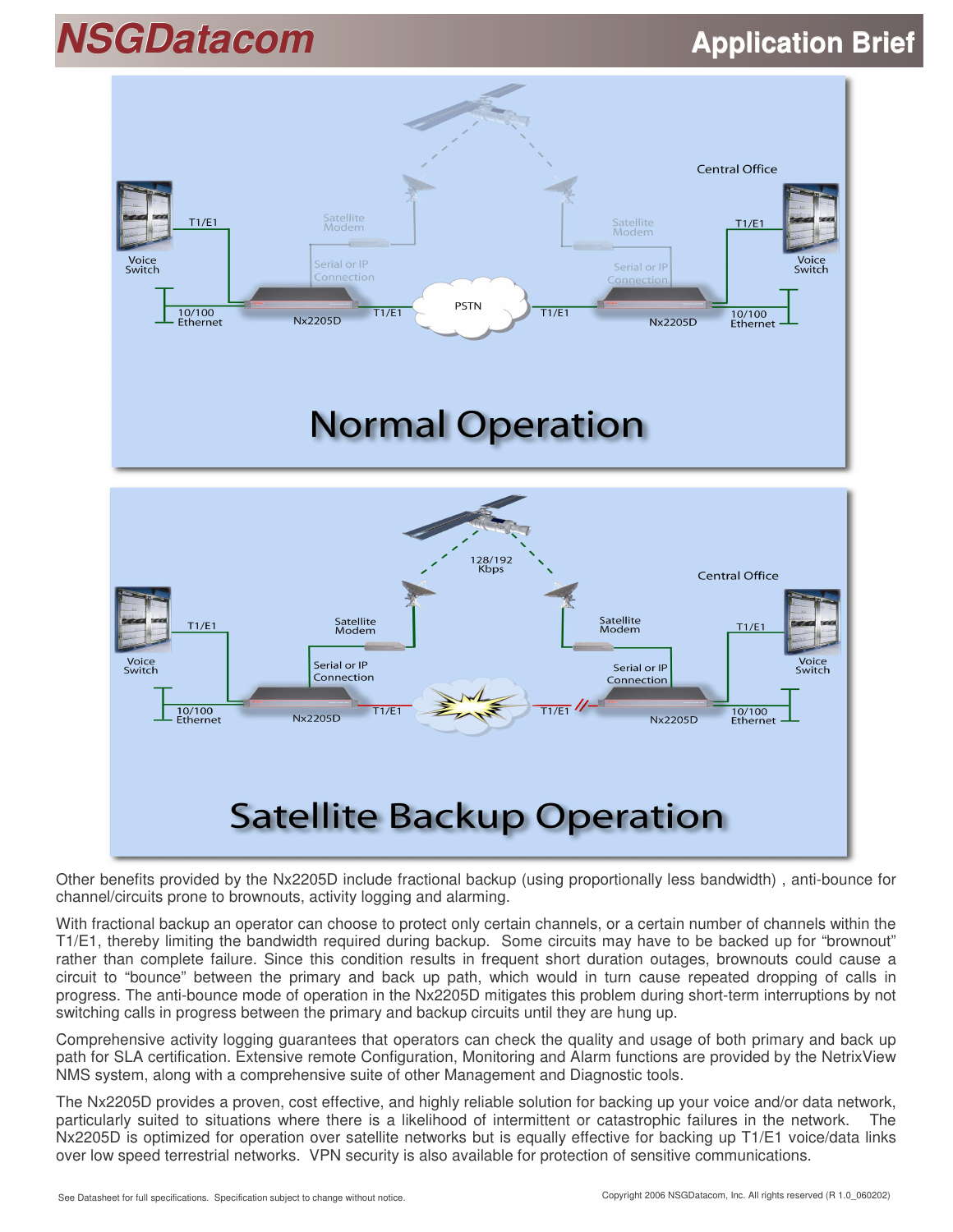Normal Operation

Central Office

T1/E1

Satellite Modem

Satellite Modem

T1/E1

Voice Switch

Serial or IP Connection

Serial or IP Connection

Voice Switch

10/100 Ethernet

Nx2205D

T1/E1

PSTN

T1/E1

Nx2205D

10/100 Ethernet

Satellite Backup Operation

128/192 Kbps

Central Office

T1/E1

Satellite Modem

Satellite Modem

T1/E1

Voice Switch

Serial or IP Connection

Serial or IP Connection

Voice Switch

10/100 Ethernet

Nx2205D

T1/E1

T1/E1

Nx2205D

10/100 Ethernet

Other benefits provided by the Nx2205D include fractional backup (using proportionally less bandwidth) , anti-bounce for channel/circuits prone to brownouts, activity logging and alarming.

With fractional backup an operator can choose to protect only certain channels, or a certain number of channels within the T1/E1, thereby limiting the bandwidth required during backup. Some circuits may have to be backed up for "brownout" rather than complete failure. Since this condition results in frequent short duration outages, brownouts could cause a circuit to "bounce" between the primary and back up path, which would in turn cause repeated dropping of calls in progress. The anti-bounce mode of operation in the Nx2205D mitigates this problem during short-term interruptions by not switching calls in progress between the primary and backup circuits until they are hung up.

Comprehensive activity logging guarantees that operators can check the quality and usage of both primary and back up path for SLA certification. Extensive remote Configuration, Monitoring and Alarm functions are provided by the NetrixView NMS system, along with a comprehensive suite of other Management and Diagnostic tools.

The Nx2205D provides a proven, cost effective, and highly reliable solution for backing up your voice and/or data network, particularly suited to situations where there is a likelihood of intermittent or catastrophic failures in the network. The Nx2205D is optimized for operation over satellite networks but is equally effective for backing up T1/E1 voice/data links over low speed terrestrial networks. VPN security is also available for protection of sensitive communications.

See Datasheet for full specifications. Specification subject to change without notice.

Copyright 2006 NSGDatacom, Inc. All rights reserved (R 1.0_060202)